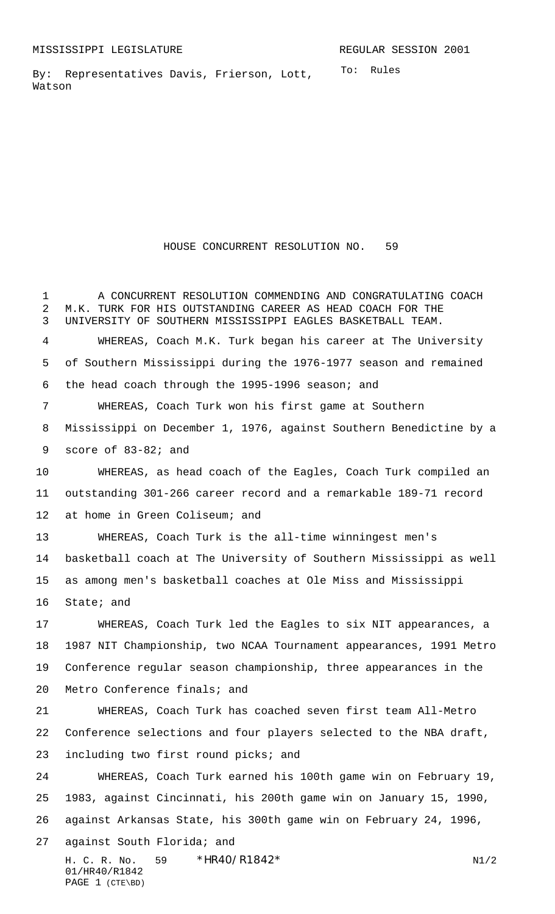MISSISSIPPI LEGISLATURE REGULAR SESSION 2001

By: Representatives Davis, Frierson, Lott, Watson

To: Rules

# HOUSE CONCURRENT RESOLUTION NO. 59

A CONCURRENT RESOLUTION COMMENDING AND CONGRATULATING COACH M.K. TURK FOR HIS OUTSTANDING CAREER AS HEAD COACH FOR THE UNIVERSITY OF SOUTHERN MISSISSIPPI EAGLES BASKETBALL TEAM.

WHEREAS, Coach M.K. Turk began his career at The University of Southern Mississippi during the 1976-1977 season and remained the head coach through the 1995-1996 season; and

WHEREAS, Coach Turk won his first game at Southern Mississippi on December 1, 1976, against Southern Benedictine by a score of 83-82; and

WHEREAS, as head coach of the Eagles, Coach Turk compiled an outstanding 301-266 career record and a remarkable 189-71 record at home in Green Coliseum; and

WHEREAS, Coach Turk is the all-time winningest men's basketball coach at The University of Southern Mississippi as well as among men's basketball coaches at Ole Miss and Mississippi State; and

WHEREAS, Coach Turk led the Eagles to six NIT appearances, a 1987 NIT Championship, two NCAA Tournament appearances, 1991 Metro Conference regular season championship, three appearances in the Metro Conference finals; and

WHEREAS, Coach Turk has coached seven first team All-Metro Conference selections and four players selected to the NBA draft, including two first round picks; and

WHEREAS, Coach Turk earned his 100th game win on February 19, 1983, against Cincinnati, his 200th game win on January 15, 1990, against Arkansas State, his 300th game win on February 24, 1996, against South Florida; and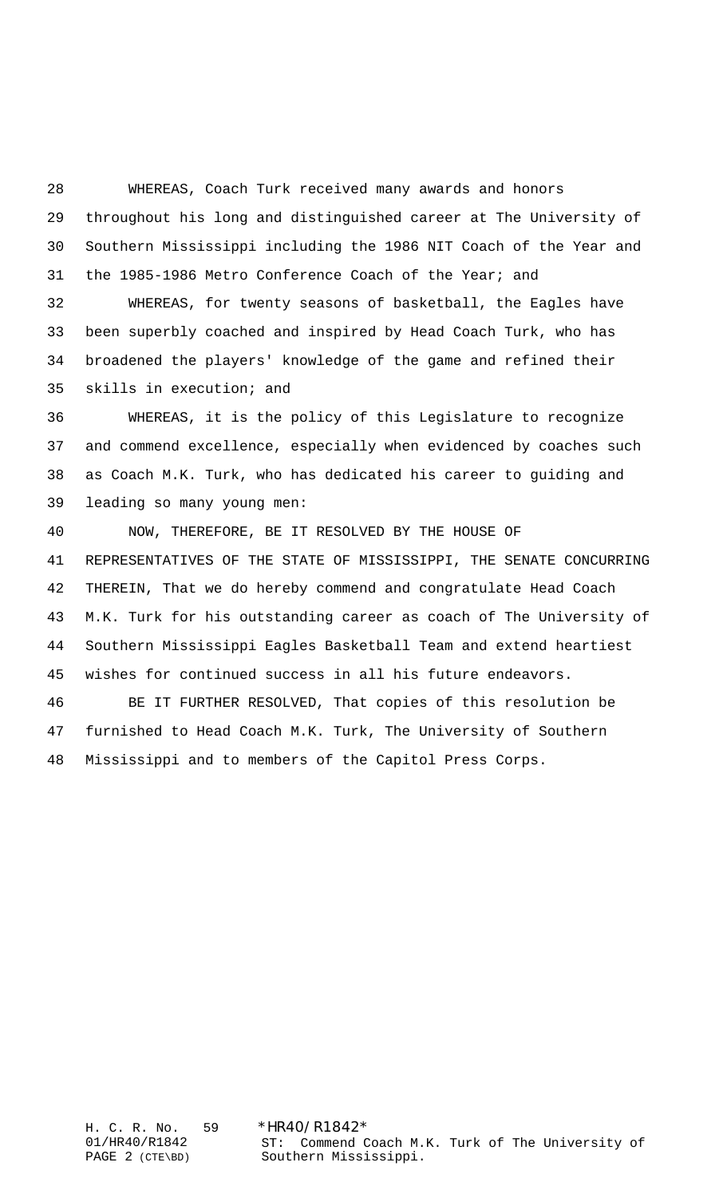WHEREAS, Coach Turk received many awards and honors throughout his long and distinguished career at The University of Southern Mississippi including the 1986 NIT Coach of the Year and the 1985-1986 Metro Conference Coach of the Year; and

WHEREAS, for twenty seasons of basketball, the Eagles have been superbly coached and inspired by Head Coach Turk, who has broadened the players' knowledge of the game and refined their skills in execution; and

WHEREAS, it is the policy of this Legislature to recognize and commend excellence, especially when evidenced by coaches such as Coach M.K. Turk, who has dedicated his career to guiding and leading so many young men:

NOW, THEREFORE, BE IT RESOLVED BY THE HOUSE OF REPRESENTATIVES OF THE STATE OF MISSISSIPPI, THE SENATE CONCURRING THEREIN, That we do hereby commend and congratulate Head Coach M.K. Turk for his outstanding career as coach of The University of Southern Mississippi Eagles Basketball Team and extend heartiest wishes for continued success in all his future endeavors.

BE IT FURTHER RESOLVED, That copies of this resolution be furnished to Head Coach M.K. Turk, The University of Southern Mississippi and to members of the Capitol Press Corps.